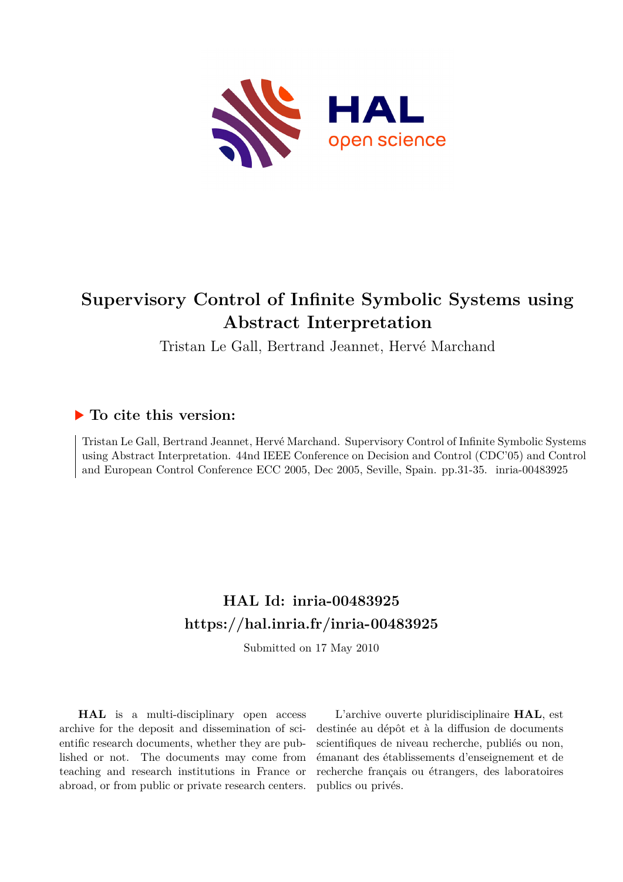# Supervisory Control of Infinite Symbolic Systems using Abstract Interpretation

Tristan Le Gall, Bertrand Jeannet, Hervé Marchand

## ▶ To cite this version:

Tristan Le Gall, Bertrand Jeannet, Hervé Marchand. Supervisory Control of Infinite Symbolic Systems using Abstract Interpretation. 44nd IEEE Conference on Decision and Control (CDC'05) and Control and European Control Conference ECC 2005, Dec 2005, Seville, Spain. pp.31-35. inria-00483925

## HAL Id: inria-00483925

## https://hal.inria.fr/inria-00483925

Submitted on 17 May 2010

**HAL** is a multi-disciplinary open access archive for the deposit and dissemination of scientific research documents, whether they are published or not. The documents may come from teaching and research institutions in France or abroad, or from public or private research centers.

L'archive ouverte pluridisciplinaire **HAL**, est destinée au dépôt et à la diffusion de documents scientifiques de niveau recherche, publiés ou non, émanant des établissements d'enseignement et de recherche français ou étrangers, des laboratoires publics ou privés.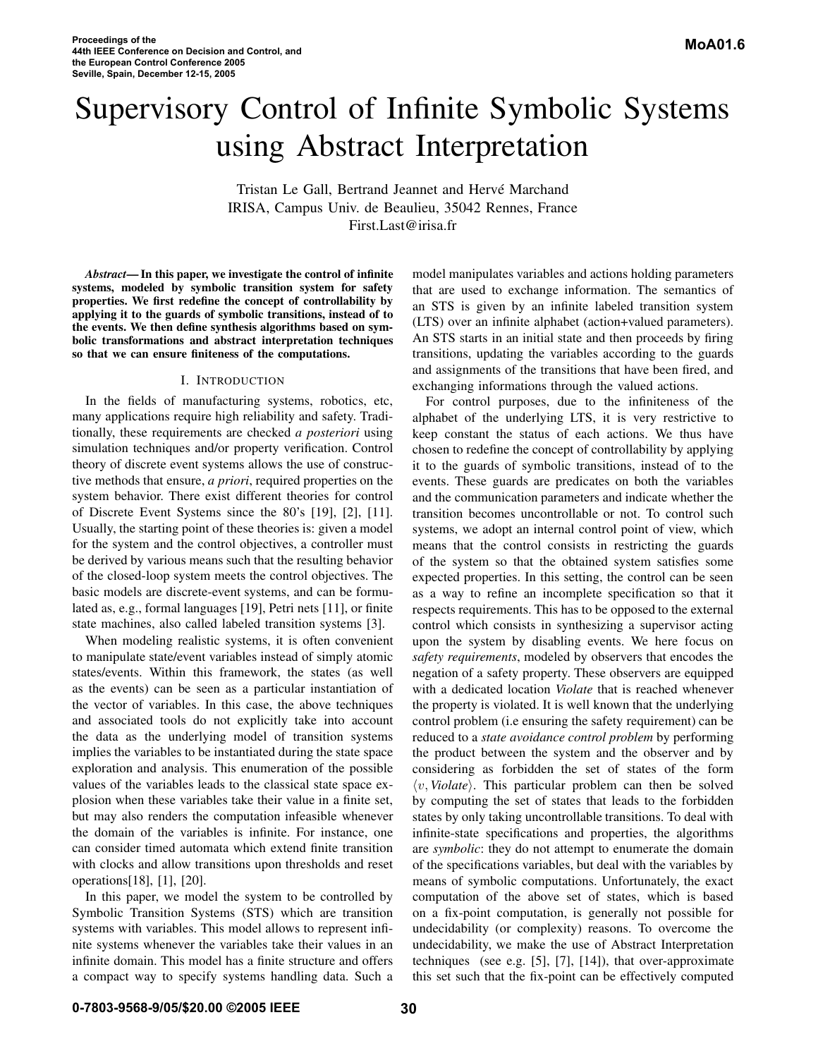# Supervisory Control of Infinite Symbolic Systems using Abstract Interpretation

Tristan Le Gall, Bertrand Jeannet and Hervé Marchand
IRISA, Campus Univ. de Beaulieu, 35042 Rennes, France
First.Last@irisa.fr

***Abstract*— In this paper, we investigate the control of infinite systems, modeled by symbolic transition system for safety properties. We first redefine the concept of controllability by applying it to the guards of symbolic transitions, instead of to the events. We then define synthesis algorithms based on symbolic transformations and abstract interpretation techniques so that we can ensure finiteness of the computations.**

## I. INTRODUCTION

In the fields of manufacturing systems, robotics, etc, many applications require high reliability and safety. Traditionally, these requirements are checked *a posteriori* using simulation techniques and/or property verification. Control theory of discrete event systems allows the use of constructive methods that ensure, *a priori*, required properties on the system behavior. There exist different theories for control of Discrete Event Systems since the 80's [19], [2], [11]. Usually, the starting point of these theories is: given a model for the system and the control objectives, a controller must be derived by various means such that the resulting behavior of the closed-loop system meets the control objectives. The basic models are discrete-event systems, and can be formulated as, e.g., formal languages [19], Petri nets [11], or finite state machines, also called labeled transition systems [3].

When modeling realistic systems, it is often convenient to manipulate state/event variables instead of simply atomic states/events. Within this framework, the states (as well as the events) can be seen as a particular instantiation of the vector of variables. In this case, the above techniques and associated tools do not explicitly take into account the data as the underlying model of transition systems implies the variables to be instantiated during the state space exploration and analysis. This enumeration of the possible values of the variables leads to the classical state space explosion when these variables take their value in a finite set, but may also renders the computation infeasible whenever the domain of the variables is infinite. For instance, one can consider timed automata which extend finite transition with clocks and allow transitions upon thresholds and reset operations[18], [1], [20].

In this paper, we model the system to be controlled by Symbolic Transition Systems (STS) which are transition systems with variables. This model allows to represent infinite systems whenever the variables take their values in an infinite domain. This model has a finite structure and offers a compact way to specify systems handling data. Such a model manipulates variables and actions holding parameters that are used to exchange information. The semantics of an STS is given by an infinite labeled transition system (LTS) over an infinite alphabet (action+valued parameters). An STS starts in an initial state and then proceeds by firing transitions, updating the variables according to the guards and assignments of the transitions that have been fired, and exchanging informations through the valued actions.

For control purposes, due to the infiniteness of the alphabet of the underlying LTS, it is very restrictive to keep constant the status of each actions. We thus have chosen to redefine the concept of controllability by applying it to the guards of symbolic transitions, instead of to the events. These guards are predicates on both the variables and the communication parameters and indicate whether the transition becomes uncontrollable or not. To control such systems, we adopt an internal control point of view, which means that the control consists in restricting the guards of the system so that the obtained system satisfies some expected properties. In this setting, the control can be seen as a way to refine an incomplete specification so that it respects requirements. This has to be opposed to the external control which consists in synthesizing a supervisor acting upon the system by disabling events. We here focus on *safety requirements*, modeled by observers that encodes the negation of a safety property. These observers are equipped with a dedicated location *Violate* that is reached whenever the property is violated. It is well known that the underlying control problem (i.e ensuring the safety requirement) can be reduced to a *state avoidance control problem* by performing the product between the system and the observer and by considering as forbidden the set of states of the form $\langle v, \mathit{Violate}\rangle$. This particular problem can then be solved by computing the set of states that leads to the forbidden states by only taking uncontrollable transitions. To deal with infinite-state specifications and properties, the algorithms are *symbolic*: they do not attempt to enumerate the domain of the specifications variables, but deal with the variables by means of symbolic computations. Unfortunately, the exact computation of the above set of states, which is based on a fix-point computation, is generally not possible for undecidability (or complexity) reasons. To overcome the undecidability, we make the use of Abstract Interpretation techniques (see e.g. [5], [7], [14]), that over-approximate this set such that the fix-point can be effectively computed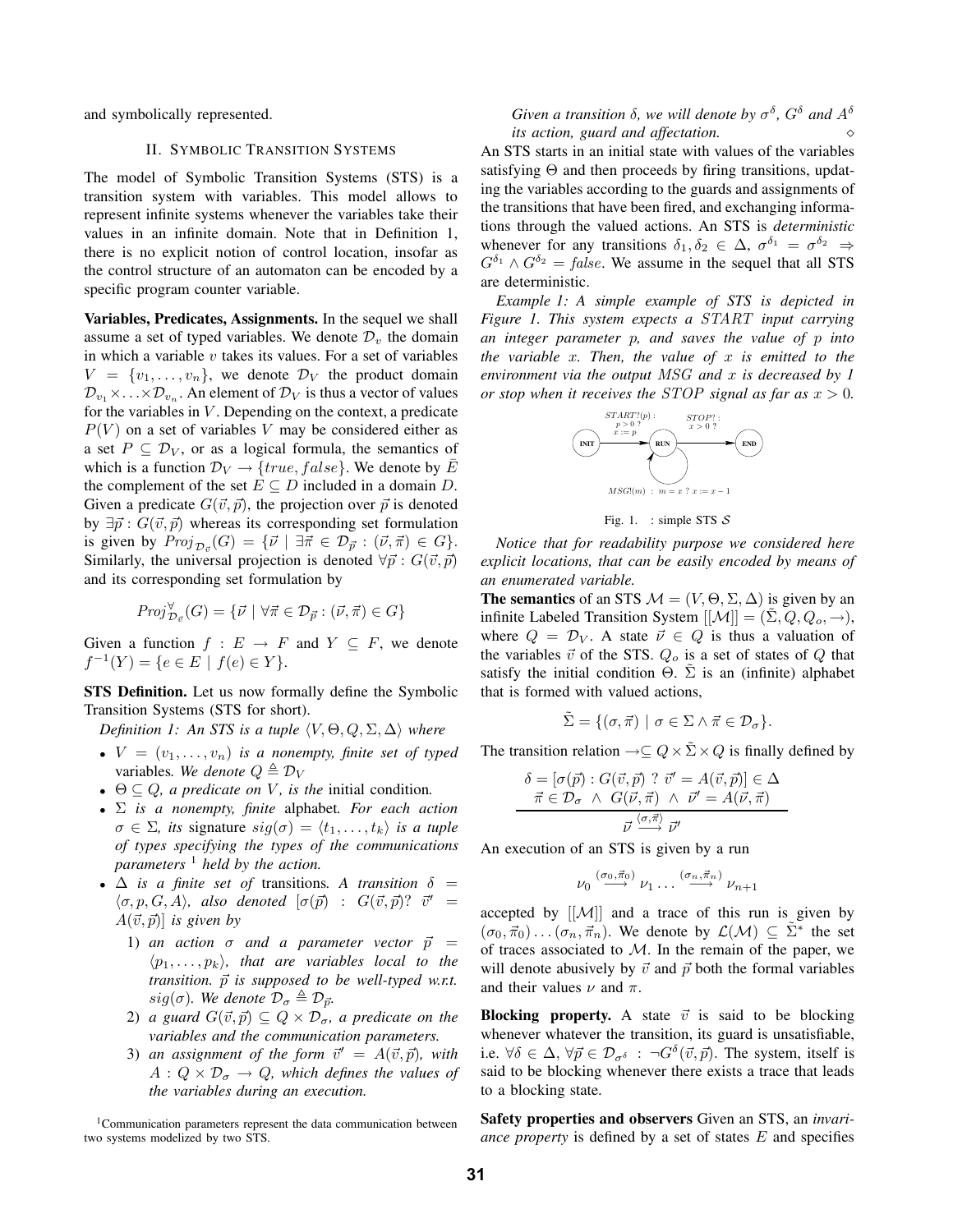and symbolically represented.

## II. Symbolic Transition Systems

The model of Symbolic Transition Systems (STS) is a transition system with variables. This model allows to represent infinite systems whenever the variables take their values in an infinite domain. Note that in Definition 1, there is no explicit notion of control location, insofar as the control structure of an automaton can be encoded by a specific program counter variable.

**Variables, Predicates, Assignments.** In the sequel we shall assume a set of typed variables. We denote $\mathcal{D}_v$ the domain in which a variable $v$ takes its values. For a set of variables $V = \{v_1, \ldots, v_n\}$, we denote $\mathcal{D}_V$ the product domain $\mathcal{D}_{v_1} \times \ldots \times \mathcal{D}_{v_n}$. An element of $\mathcal{D}_V$ is thus a vector of values for the variables in $V$. Depending on the context, a predicate $P(V)$ on a set of variables $V$ may be considered either as a set $P \subseteq \mathcal{D}_V$, or as a logical formula, the semantics of which is a function $\mathcal{D}_V \to \{true, false\}$. We denote by $\bar{E}$ the complement of the set $E \subseteq D$ included in a domain $D$. Given a predicate $G(\vec{v}, \vec{p})$, the projection over $\vec{p}$ is denoted by $\exists \vec{p} : G(\vec{v}, \vec{p})$ whereas its corresponding set formulation is given by $Proj_{\mathcal{D}_{\vec{v}}}(G) = \{\vec{\nu} \mid \exists \vec{\pi} \in \mathcal{D}_{\vec{p}} : (\vec{\nu}, \vec{\pi}) \in G\}$. Similarly, the universal projection is denoted $\forall \vec{p} : G(\vec{v}, \vec{p})$ and its corresponding set formulation by

$$Proj^{\forall}_{\mathcal{D}_{\vec{v}}}(G) = \{\vec{\nu} \mid \forall \vec{\pi} \in \mathcal{D}_{\vec{p}} : (\vec{\nu}, \vec{\pi}) \in G\}$$

Given a function $f : E \to F$ and $Y \subseteq F$, we denote $f^{-1}(Y) = \{e \in E \mid f(e) \in Y\}$.

**STS Definition.** Let us now formally define the Symbolic Transition Systems (STS for short).

*Definition 1: An STS is a tuple $\langle V, \Theta, Q, \Sigma, \Delta \rangle$ where*

- $V = (v_1, \ldots, v_n)$ *is a nonempty, finite set of typed* variables*. We denote $Q \triangleq \mathcal{D}_V$*
- $\Theta \subseteq Q$*, a predicate on $V$, is the* initial condition*.*
- $\Sigma$ *is a nonempty, finite* alphabet*. For each action $\sigma \in \Sigma$, its* signature $sig(\sigma) = \langle t_1, \ldots, t_k \rangle$ *is a tuple of types specifying the types of the communications parameters* [1] *held by the action.*
- $\Delta$ *is a finite set of* transitions*. A transition $\delta = \langle \sigma, p, G, A \rangle$, also denoted $[\sigma(\vec{p}) : G(\vec{v}, \vec{p})?\ \vec{v}' = A(\vec{v}, \vec{p})]$ is given by*
  1) *an action $\sigma$ and a parameter vector $\vec{p} = \langle p_1, \ldots, p_k \rangle$, that are variables local to the transition. $\vec{p}$ is supposed to be well-typed w.r.t. $sig(\sigma)$. We denote $\mathcal{D}_\sigma \triangleq \mathcal{D}_{\vec{p}}$.*
  2) *a guard $G(\vec{v}, \vec{p}) \subseteq Q \times \mathcal{D}_\sigma$, a predicate on the variables and the communication parameters.*
  3) *an assignment of the form $\vec{v}' = A(\vec{v}, \vec{p})$, with $A : Q \times \mathcal{D}_\sigma \to Q$, which defines the values of the variables during an execution.*

[1]Communication parameters represent the data communication between two systems modelized by two STS.

*Given a transition $\delta$, we will denote by $\sigma^\delta$, $G^\delta$ and $A^\delta$ its action, guard and affectation.* ⋄

An STS starts in an initial state with values of the variables satisfying $\Theta$ and then proceeds by firing transitions, updating the variables according to the guards and assignments of the transitions that have been fired, and exchanging informations through the valued actions. An STS is *deterministic* whenever for any transitions $\delta_1, \delta_2 \in \Delta$, $\sigma^{\delta_1} = \sigma^{\delta_2} \Rightarrow G^{\delta_1} \wedge G^{\delta_2} = false$. We assume in the sequel that all STS are deterministic.

*Example 1: A simple example of STS is depicted in Figure 1. This system expects a $START$ input carrying an integer parameter p, and saves the value of p into the variable x. Then, the value of x is emitted to the environment via the output $MSG$ and x is decreased by 1 or stop when it receives the $STOP$ signal as far as $x > 0$.*

$START?(p)$ : $p > 0$ ? $x := p$ — INIT → RUN; $STOP?$ : $x > 0$ ? — RUN → END; $MSG!(m)$ : $m = x$ ? $x := x - 1$ — RUN → RUN

Fig. 1. : simple STS $\mathcal{S}$

*Notice that for readability purpose we considered here explicit locations, that can be easily encoded by means of an enumerated variable.*

**The semantics** of an STS $\mathcal{M} = (V, \Theta, \Sigma, \Delta)$ is given by an infinite Labeled Transition System $[[\mathcal{M}]] = (\tilde{\Sigma}, Q, Q_o, \to)$, where $Q = \mathcal{D}_V$. A state $\vec{\nu} \in Q$ is thus a valuation of the variables $\vec{v}$ of the STS. $Q_o$ is a set of states of $Q$ that satisfy the initial condition $\Theta$. $\tilde{\Sigma}$ is an (infinite) alphabet that is formed with valued actions,

$$\tilde{\Sigma} = \{(\sigma, \vec{\pi}) \mid \sigma \in \Sigma \wedge \vec{\pi} \in \mathcal{D}_\sigma\}.$$

The transition relation $\to \subseteq Q \times \tilde{\Sigma} \times Q$ is finally defined by

$$\frac{\begin{array}{c}\delta = [\sigma(\vec{p}) : G(\vec{v}, \vec{p})\ ?\ \vec{v}' = A(\vec{v}, \vec{p})] \in \Delta \\ \vec{\pi} \in \mathcal{D}_\sigma \ \wedge\ G(\vec{\nu}, \vec{\pi}) \ \wedge\ \vec{\nu}' = A(\vec{\nu}, \vec{\pi})\end{array}}{\vec{\nu} \xrightarrow{\langle \sigma, \vec{\pi} \rangle} \vec{\nu}'}$$

An execution of an STS is given by a run

$$\nu_0 \xrightarrow{(\sigma_0, \vec{\pi}_0)} \nu_1 \ldots \xrightarrow{(\sigma_n, \vec{\pi}_n)} \nu_{n+1}$$

accepted by $[[\mathcal{M}]]$ and a trace of this run is given by $(\sigma_0, \vec{\pi}_0) \ldots (\sigma_n, \vec{\pi}_n)$. We denote by $\mathcal{L}(\mathcal{M}) \subseteq \tilde{\Sigma}^*$ the set of traces associated to $\mathcal{M}$. In the remain of the paper, we will denote abusively by $\vec{v}$ and $\vec{p}$ both the formal variables and their values $\nu$ and $\pi$.

**Blocking property.** A state $\vec{v}$ is said to be blocking whenever whatever the transition, its guard is unsatisfiable, i.e. $\forall \delta \in \Delta, \forall \vec{p} \in \mathcal{D}_{\sigma^\delta} : \neg G^\delta(\vec{v}, \vec{p})$. The system, itself is said to be blocking whenever there exists a trace that leads to a blocking state.

**Safety properties and observers** Given an STS, an *invariance property* is defined by a set of states $E$ and specifies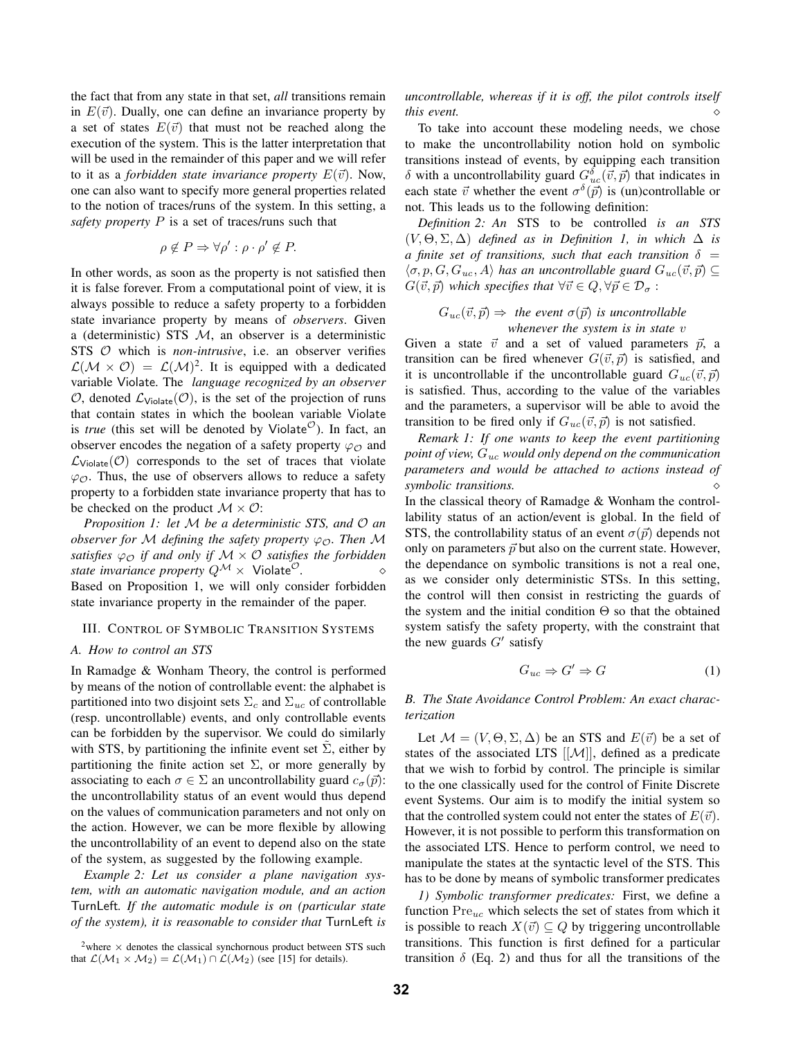the fact that from any state in that set, *all* transitions remain in $E(\vec{v})$. Dually, one can define an invariance property by a set of states $E(\vec{v})$ that must not be reached along the execution of the system. This is the latter interpretation that will be used in the remainder of this paper and we will refer to it as a *forbidden state invariance property* $E(\vec{v})$. Now, one can also want to specify more general properties related to the notion of traces/runs of the system. In this setting, a *safety property* $P$ is a set of traces/runs such that

$$\rho \notin P \Rightarrow \forall \rho' : \rho \cdot \rho' \notin P.$$

In other words, as soon as the property is not satisfied then it is false forever. From a computational point of view, it is always possible to reduce a safety property to a forbidden state invariance property by means of *observers*. Given a (deterministic) STS $\mathcal{M}$, an observer is a deterministic STS $\mathcal{O}$ which is *non-intrusive*, i.e. an observer verifies $\mathcal{L}(\mathcal{M} \times \mathcal{O}) = \mathcal{L}(\mathcal{M})$[2]. It is equipped with a dedicated variable Violate. The *language recognized by an observer* $\mathcal{O}$, denoted $\mathcal{L}_{\mathsf{Violate}}(\mathcal{O})$, is the set of the projection of runs that contain states in which the boolean variable Violate is *true* (this set will be denoted by $\mathsf{Violate}^{\mathcal{O}}$). In fact, an observer encodes the negation of a safety property $\varphi_{\mathcal{O}}$ and $\mathcal{L}_{\mathsf{Violate}}(\mathcal{O})$ corresponds to the set of traces that violate $\varphi_{\mathcal{O}}$. Thus, the use of observers allows to reduce a safety property to a forbidden state invariance property that has to be checked on the product $\mathcal{M} \times \mathcal{O}$:

*Proposition 1: let $\mathcal{M}$ be a deterministic STS, and $\mathcal{O}$ an observer for $\mathcal{M}$ defining the safety property $\varphi_{\mathcal{O}}$. Then $\mathcal{M}$ satisfies $\varphi_{\mathcal{O}}$ if and only if $\mathcal{M} \times \mathcal{O}$ satisfies the forbidden state invariance property $Q^{\mathcal{M}} \times$ $\mathsf{Violate}^{\mathcal{O}}$.* ⋄

Based on Proposition 1, we will only consider forbidden state invariance property in the remainder of the paper.

## III. Control of Symbolic Transition Systems

### A. How to control an STS

In Ramadge & Wonham Theory, the control is performed by means of the notion of controllable event: the alphabet is partitioned into two disjoint sets $\Sigma_c$ and $\Sigma_{uc}$ of controllable (resp. uncontrollable) events, and only controllable events can be forbidden by the supervisor. We could do similarly with STS, by partitioning the infinite event set $\tilde{\Sigma}$, either by partitioning the finite action set $\Sigma$, or more generally by associating to each $\sigma \in \Sigma$ an uncontrollability guard $c_\sigma(\vec{p})$: the uncontrollability status of an event would thus depend on the values of communication parameters and not only on the action. However, we can be more flexible by allowing the uncontrollability of an event to depend also on the state of the system, as suggested by the following example.

*Example 2: Let us consider a plane navigation system, with an automatic navigation module, and an action* TurnLeft*. If the automatic module is on (particular state of the system), it is reasonable to consider that* TurnLeft *is uncontrollable, whereas if it is off, the pilot controls itself this event.* ⋄

To take into account these modeling needs, we chose to make the uncontrollability notion hold on symbolic transitions instead of events, by equipping each transition $\delta$ with a uncontrollability guard $G^{\delta}_{uc}(\vec{v}, \vec{p})$ that indicates in each state $\vec{v}$ whether the event $\sigma^{\delta}(\vec{p})$ is (un)controllable or not. This leads us to the following definition:

*Definition 2: An* STS to be controlled *is an STS $(V, \Theta, \Sigma, \Delta)$ defined as in Definition 1, in which $\Delta$ is a finite set of transitions, such that each transition $\delta = \langle \sigma, p, G, G_{uc}, A \rangle$ has an uncontrollable guard $G_{uc}(\vec{v}, \vec{p}) \subseteq G(\vec{v}, \vec{p})$ which specifies that $\forall \vec{v} \in Q, \forall \vec{p} \in \mathcal{D}_\sigma$ :*

$$G_{uc}(\vec{v}, \vec{p}) \Rightarrow \text{ the event } \sigma(\vec{p}) \text{ is uncontrollable whenever the system is in state } v$$

Given a state $\vec{v}$ and a set of valued parameters $\vec{p}$, a transition can be fired whenever $G(\vec{v}, \vec{p})$ is satisfied, and it is uncontrollable if the uncontrollability guard $G_{uc}(\vec{v}, \vec{p})$ is satisfied. Thus, according to the value of the variables and the parameters, a supervisor will be able to avoid the transition to be fired only if $G_{uc}(\vec{v}, \vec{p})$ is not satisfied.

*Remark 1: If one wants to keep the event partitioning point of view, $G_{uc}$ would only depend on the communication parameters and would be attached to actions instead of symbolic transitions.* ⋄

In the classical theory of Ramadge & Wonham the controllability status of an action/event is global. In the field of STS, the controllability status of an event $\sigma(\vec{p})$ depends not only on parameters $\vec{p}$ but also on the current state. However, the dependance on symbolic transitions is not a real one, as we consider only deterministic STSs. In this setting, the control will then consist in restricting the guards of the system and the initial condition $\Theta$ so that the obtained system satisfy the safety property, with the constraint that the new guards $G'$ satisfy

$$G_{uc} \Rightarrow G' \Rightarrow G \tag{1}$$

### B. The State Avoidance Control Problem: An exact characterization

Let $\mathcal{M} = (V, \Theta, \Sigma, \Delta)$ be an STS and $E(\vec{v})$ be a set of states of the associated LTS $[[\mathcal{M}]]$, defined as a predicate that we wish to forbid by control. The principle is similar to the one classically used for the control of Finite Discrete event Systems. Our aim is to modify the initial system so that the controlled system could not enter the states of $E(\vec{v})$. However, it is not possible to perform this transformation on the associated LTS. Hence to perform control, we need to manipulate the states at the syntactic level of the STS. This has to be done by means of symbolic transformer predicates

*1) Symbolic transformer predicates:* First, we define a function $\mathrm{Pre}_{uc}$ which selects the set of states from which it is possible to reach $X(\vec{v}) \subseteq Q$ by triggering uncontrollable transitions. This function is first defined for a particular transition $\delta$ (Eq. 2) and thus for all the transitions of the

[2] where $\times$ denotes the classical synchornous product between STS such that $\mathcal{L}(\mathcal{M}_1 \times \mathcal{M}_2) = \mathcal{L}(\mathcal{M}_1) \cap \mathcal{L}(\mathcal{M}_2)$ (see [15] for details).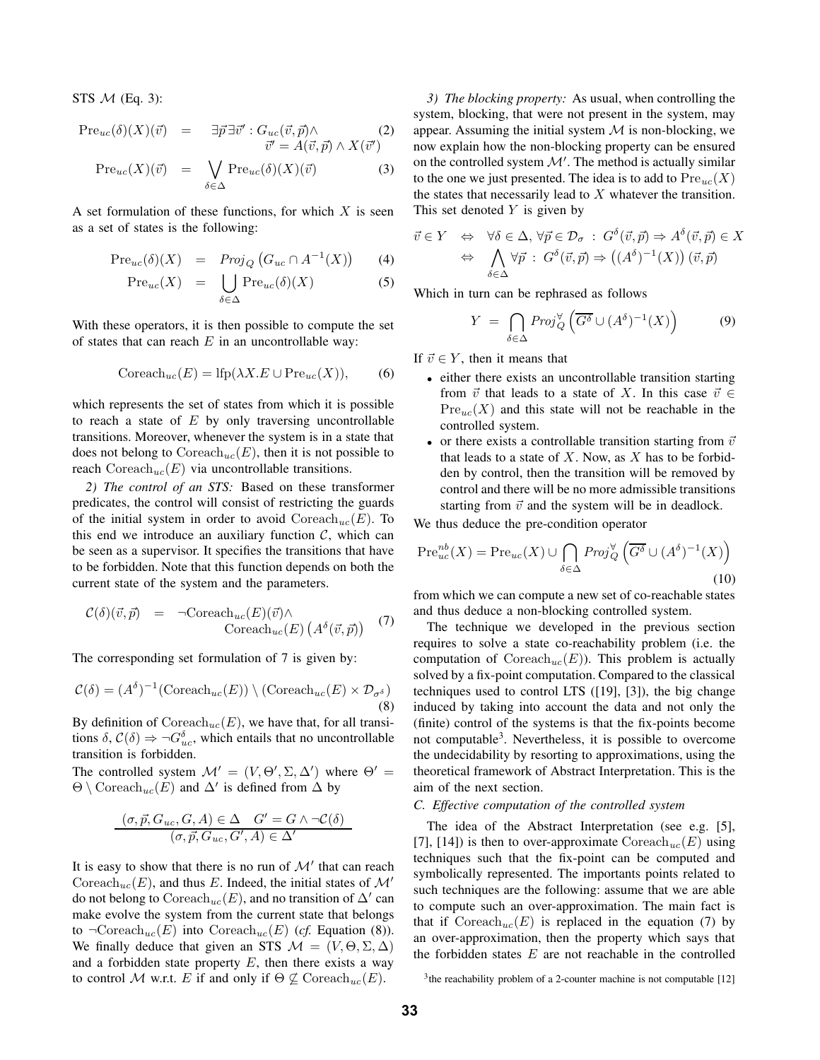STS $\mathcal{M}$ (Eq. 3):

$$\text{Pre}_{uc}(\delta)(X)(\vec{v}) = \exists \vec{p} \exists \vec{v}' : G_{uc}(\vec{v}, \vec{p}) \wedge \vec{v}' = A(\vec{v}, \vec{p}) \wedge X(\vec{v}') \quad (2)$$

$$\text{Pre}_{uc}(X)(\vec{v}) = \bigvee_{\delta \in \Delta} \text{Pre}_{uc}(\delta)(X)(\vec{v}) \quad (3)$$

A set formulation of these functions, for which $X$ is seen as a set of states is the following:

$$\text{Pre}_{uc}(\delta)(X) = \mathit{Proj}_Q \left( G_{uc} \cap A^{-1}(X) \right) \quad (4)$$

$$\text{Pre}_{uc}(X) = \bigcup_{\delta \in \Delta} \text{Pre}_{uc}(\delta)(X) \quad (5)$$

With these operators, it is then possible to compute the set of states that can reach $E$ in an uncontrollable way:

$$\text{Coreach}_{uc}(E) = \text{lfp}(\lambda X. E \cup \text{Pre}_{uc}(X)), \quad (6)$$

which represents the set of states from which it is possible to reach a state of $E$ by only traversing uncontrollable transitions. Moreover, whenever the system is in a state that does not belong to $\text{Coreach}_{uc}(E)$, then it is not possible to reach $\text{Coreach}_{uc}(E)$ via uncontrollable transitions.

*2) The control of an STS:* Based on these transformer predicates, the control will consist of restricting the guards of the initial system in order to avoid $\text{Coreach}_{uc}(E)$. To this end we introduce an auxiliary function $\mathcal{C}$, which can be seen as a supervisor. It specifies the transitions that have to be forbidden. Note that this function depends on both the current state of the system and the parameters.

$$\mathcal{C}(\delta)(\vec{v}, \vec{p}) = \neg\text{Coreach}_{uc}(E)(\vec{v}) \wedge \text{Coreach}_{uc}(E)\left(A^{\delta}(\vec{v}, \vec{p})\right) \quad (7)$$

The corresponding set formulation of 7 is given by:

$$\mathcal{C}(\delta) = (A^{\delta})^{-1}(\text{Coreach}_{uc}(E)) \setminus (\text{Coreach}_{uc}(E) \times \mathcal{D}_{\sigma^{\delta}}) \quad (8)$$

By definition of $\text{Coreach}_{uc}(E)$, we have that, for all transitions $\delta$, $\mathcal{C}(\delta) \Rightarrow \neg G^{\delta}_{uc}$, which entails that no uncontrollable transition is forbidden.

The controlled system $\mathcal{M}' = (V, \Theta', \Sigma, \Delta')$ where $\Theta' = \Theta \setminus \text{Coreach}_{uc}(E)$ and $\Delta'$ is defined from $\Delta$ by

$$\frac{(\sigma, \vec{p}, G_{uc}, G, A) \in \Delta \quad G' = G \wedge \neg\mathcal{C}(\delta)}{(\sigma, \vec{p}, G_{uc}, G', A) \in \Delta'}$$

It is easy to show that there is no run of $\mathcal{M}'$ that can reach $\text{Coreach}_{uc}(E)$, and thus $E$. Indeed, the initial states of $\mathcal{M}'$ do not belong to $\text{Coreach}_{uc}(E)$, and no transition of $\Delta'$ can make evolve the system from the current state that belongs to $\neg\text{Coreach}_{uc}(E)$ into $\text{Coreach}_{uc}(E)$ (*cf.* Equation (8)). We finally deduce that given an STS $\mathcal{M} = (V, \Theta, \Sigma, \Delta)$ and a forbidden state property $E$, then there exists a way to control $\mathcal{M}$ w.r.t. $E$ if and only if $\Theta \not\subseteq \text{Coreach}_{uc}(E)$.

*3) The blocking property:* As usual, when controlling the system, blocking, that were not present in the system, may appear. Assuming the initial system $\mathcal{M}$ is non-blocking, we now explain how the non-blocking property can be ensured on the controlled system $\mathcal{M}'$. The method is actually similar to the one we just presented. The idea is to add to $\text{Pre}_{uc}(X)$ the states that necessarily lead to $X$ whatever the transition. This set denoted $Y$ is given by

$$\vec{v} \in Y \Leftrightarrow \forall \delta \in \Delta, \forall \vec{p} \in \mathcal{D}_{\sigma} : G^{\delta}(\vec{v}, \vec{p}) \Rightarrow A^{\delta}(\vec{v}, \vec{p}) \in X$$

$$\Leftrightarrow \bigwedge_{\delta \in \Delta} \forall \vec{p} : G^{\delta}(\vec{v}, \vec{p}) \Rightarrow \left((A^{\delta})^{-1}(X)\right)(\vec{v}, \vec{p})$$

Which in turn can be rephrased as follows

$$Y = \bigcap_{\delta \in \Delta} \mathit{Proj}^{\forall}_Q \left( \overline{G^{\delta}} \cup (A^{\delta})^{-1}(X) \right) \quad (9)$$

If $\vec{v} \in Y$, then it means that

- either there exists an uncontrollable transition starting from $\vec{v}$ that leads to a state of $X$. In this case $\vec{v} \in \text{Pre}_{uc}(X)$ and this state will not be reachable in the controlled system.
- or there exists a controllable transition starting from $\vec{v}$ that leads to a state of $X$. Now, as $X$ has to be forbidden by control, then the transition will be removed by control and there will be no more admissible transitions starting from $\vec{v}$ and the system will be in deadlock.

We thus deduce the pre-condition operator

$$\text{Pre}^{nb}_{uc}(X) = \text{Pre}_{uc}(X) \cup \bigcap_{\delta \in \Delta} \mathit{Proj}^{\forall}_Q \left( \overline{G^{\delta}} \cup (A^{\delta})^{-1}(X) \right) \quad (10)$$

from which we can compute a new set of co-reachable states and thus deduce a non-blocking controlled system.

The technique we developed in the previous section requires to solve a state co-reachability problem (i.e. the computation of $\text{Coreach}_{uc}(E)$). This problem is actually solved by a fix-point computation. Compared to the classical techniques used to control LTS ([19], [3]), the big change induced by taking into account the data and not only the (finite) control of the systems is that the fix-points become not computable[3]. Nevertheless, it is possible to overcome the undecidability by resorting to approximations, using the theoretical framework of Abstract Interpretation. This is the aim of the next section.

### C. Effective computation of the controlled system

The idea of the Abstract Interpretation (see e.g. [5], [7], [14]) is then to over-approximate $\text{Coreach}_{uc}(E)$ using techniques such that the fix-point can be computed and symbolically represented. The importants points related to such techniques are the following: assume that we are able to compute such an over-approximation. The main fact is that if $\text{Coreach}_{uc}(E)$ is replaced in the equation (7) by an over-approximation, then the property which says that the forbidden states $E$ are not reachable in the controlled

[3] the reachability problem of a 2-counter machine is not computable [12]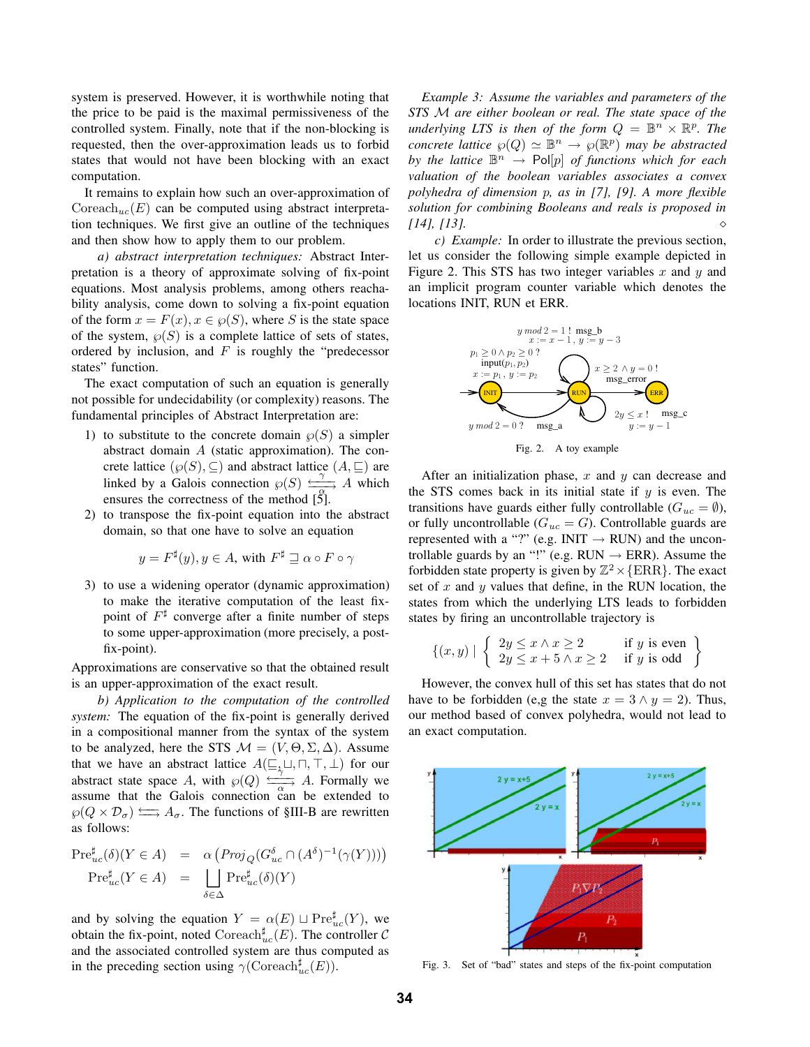system is preserved. However, it is worthwhile noting that the price to be paid is the maximal permissiveness of the controlled system. Finally, note that if the non-blocking is requested, then the over-approximation leads us to forbid states that would not have been blocking with an exact computation.

It remains to explain how such an over-approximation of $\mathrm{Coreach}_{uc}(E)$ can be computed using abstract interpretation techniques. We first give an outline of the techniques and then show how to apply them to our problem.

*a) abstract interpretation techniques:* Abstract Interpretation is a theory of approximate solving of fix-point equations. Most analysis problems, among others reachability analysis, come down to solving a fix-point equation of the form $x = F(x), x \in \wp(S)$, where $S$ is the state space of the system, $\wp(S)$ is a complete lattice of sets of states, ordered by inclusion, and $F$ is roughly the "predecessor states" function.

The exact computation of such an equation is generally not possible for undecidability (or complexity) reasons. The fundamental principles of Abstract Interpretation are:

1) to substitute to the concrete domain $\wp(S)$ a simpler abstract domain $A$ (static approximation). The concrete lattice $(\wp(S), \subseteq)$ and abstract lattice $(A, \sqsubseteq)$ are linked by a Galois connection $\wp(S) \underset{\alpha}{\overset{\gamma}{\leftrightarrows}} A$ which ensures the correctness of the method [5].
2) to transpose the fix-point equation into the abstract domain, so that one have to solve an equation

$$y = F^\sharp(y), y \in A, \text{ with } F^\sharp \sqsupseteq \alpha \circ F \circ \gamma$$

3) to use a widening operator (dynamic approximation) to make the iterative computation of the least fix-point of $F^\sharp$ converge after a finite number of steps to some upper-approximation (more precisely, a post-fix-point).

Approximations are conservative so that the obtained result is an upper-approximation of the exact result.

*b) Application to the computation of the controlled system:* The equation of the fix-point is generally derived in a compositional manner from the syntax of the system to be analyzed, here the STS $\mathcal{M} = (V, \Theta, \Sigma, \Delta)$. Assume that we have an abstract lattice $A(\sqsubseteq, \sqcup, \sqcap, \top, \bot)$ for our abstract state space $A$, with $\wp(Q) \underset{\alpha}{\overset{\gamma}{\leftrightarrows}} A$. Formally we assume that the Galois connection can be extended to $\wp(Q \times \mathcal{D}_\sigma) \leftrightarrows A_\sigma$. The functions of §III-B are rewritten as follows:

$$\begin{aligned}
\mathrm{Pre}^\sharp_{uc}(\delta)(Y \in A) &= \alpha\left(Proj_Q(G^\delta_{uc} \cap (A^\delta)^{-1}(\gamma(Y)))\right) \\
\mathrm{Pre}^\sharp_{uc}(Y \in A) &= \bigsqcup_{\delta \in \Delta} \mathrm{Pre}^\sharp_{uc}(\delta)(Y)
\end{aligned}$$

and by solving the equation $Y = \alpha(E) \sqcup \mathrm{Pre}^\sharp_{uc}(Y)$, we obtain the fix-point, noted $\mathrm{Coreach}^\sharp_{uc}(E)$. The controller $\mathcal{C}$ and the associated controlled system are thus computed as in the preceding section using $\gamma(\mathrm{Coreach}^\sharp_{uc}(E))$.

*Example 3: Assume the variables and parameters of the STS $\mathcal{M}$ are either boolean or real. The state space of the underlying LTS is then of the form $Q = \mathbb{B}^n \times \mathbb{R}^p$. The concrete lattice $\wp(Q) \simeq \mathbb{B}^n \to \wp(\mathbb{R}^p)$ may be abstracted by the lattice $\mathbb{B}^n \to \mathsf{Pol}[p]$ of functions which for each valuation of the boolean variables associates a convex polyhedra of dimension $p$, as in [7], [9]. A more flexible solution for combining Booleans and reals is proposed in [14], [13].* ◇

*c) Example:* In order to illustrate the previous section, let us consider the following simple example depicted in Figure 2. This STS has two integer variables $x$ and $y$ and an implicit program counter variable which denotes the locations INIT, RUN et ERR.

Fig. 2. A toy example

After an initialization phase, $x$ and $y$ can decrease and the STS comes back in its initial state if $y$ is even. The transitions have guards either fully controllable ($G_{uc} = \emptyset$), or fully uncontrollable ($G_{uc} = G$). Controllable guards are represented with a "?" (e.g. INIT $\to$ RUN) and the uncontrollable guards by an "!" (e.g. RUN $\to$ ERR). Assume the forbidden state property is given by $\mathbb{Z}^2 \times \{\mathrm{ERR}\}$. The exact set of $x$ and $y$ values that define, in the RUN location, the states from which the underlying LTS leads to forbidden states by firing an uncontrollable trajectory is

$$\{(x,y) \mid \left\{ \begin{array}{ll} 2y \le x \wedge x \ge 2 & \text{if } y \text{ is even} \\ 2y \le x+5 \wedge x \ge 2 & \text{if } y \text{ is odd} \end{array} \right\}$$

However, the convex hull of this set has states that do not have to be forbidden (e,g the state $x = 3 \wedge y = 2$). Thus, our method based of convex polyhedra, would not lead to an exact computation.

Fig. 3. Set of "bad" states and steps of the fix-point computation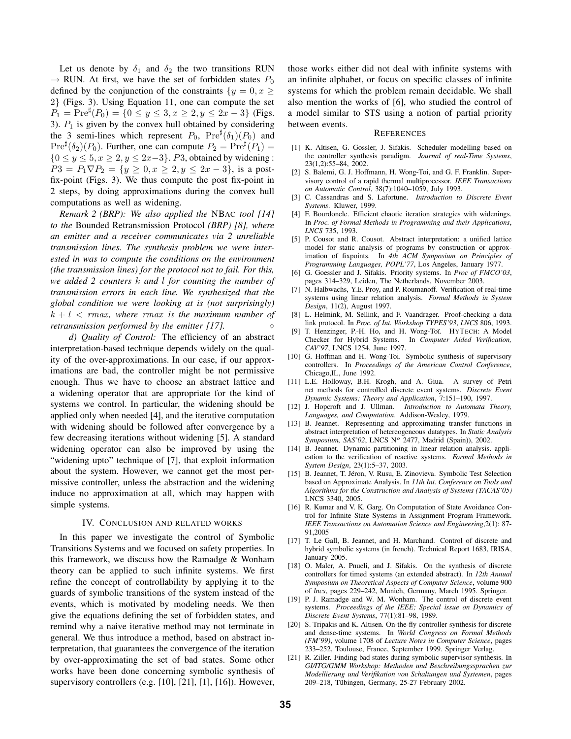Let us denote by $\delta_1$ and $\delta_2$ the two transitions RUN $\rightarrow$ RUN. At first, we have the set of forbidden states $P_0$ defined by the conjunction of the constraints $\{y = 0, x \geq 2\}$ (Figs. 3). Using Equation 11, one can compute the set $P_1 = \text{Pre}^\sharp(P_0) = \{0 \leq y \leq 3, x \geq 2, y \leq 2x - 3\}$ (Figs. 3). $P_1$ is given by the convex hull obtained by considering the 3 semi-lines which represent $P_0$, $\text{Pre}^\sharp(\delta_1)(P_0)$ and $\text{Pre}^\sharp(\delta_2)(P_0)$. Further, one can compute $P_2 = \text{Pre}^\sharp(P_1) = \{0 \leq y \leq 5, x \geq 2, y \leq 2x-3\}$. $P3$, obtained by widening : $P3 = P_1 \nabla P_2 = \{y \geq 0, x \geq 2, y \leq 2x - 3\}$, is a post-fix-point (Figs. 3). We thus compute the post fix-point in 2 steps, by doing approximations during the convex hull computations as well as widening.

*Remark 2 (BRP): We also applied the* NBAC *tool [14] to the* Bounded Retransmission Protocol *(BRP) [8], where an emitter and a receiver communicates via 2 unreliable transmission lines. The synthesis problem we were interested in was to compute the conditions on the environment (the transmission lines) for the protocol not to fail. For this, we added 2 counters $k$ and $l$ for counting the number of transmission errors in each line. We synthesized that the global condition we were looking at is (not surprisingly) $k + l < rmax$, where $rmax$ is the maximum number of retransmission performed by the emitter [17].* $\diamond$

*d) Quality of Control:* The efficiency of an abstract interpretation-based technique depends widely on the quality of the over-approximations. In our case, if our approximations are bad, the controller might be not permissive enough. Thus we have to choose an abstract lattice and a widening operator that are appropriate for the kind of systems we control. In particular, the widening should be applied only when needed [4], and the iterative computation with widening should be followed after convergence by a few decreasing iterations without widening [5]. A standard widening operator can also be improved by using the "widening upto" technique of [7], that exploit information about the system. However, we cannot get the most permissive controller, unless the abstraction and the widening induce no approximation at all, which may happen with simple systems.

## IV. Conclusion and related works

In this paper we investigate the control of Symbolic Transitions Systems and we focused on safety properties. In this framework, we discuss how the Ramadge & Wonham theory can be applied to such infinite systems. We first refine the concept of controllability by applying it to the guards of symbolic transitions of the system instead of the events, which is motivated by modeling needs. We then give the equations defining the set of forbidden states, and remind why a naive iterative method may not terminate in general. We thus introduce a method, based on abstract interpretation, that guarantees the convergence of the iteration by over-approximating the set of bad states. Some other works have been done concerning symbolic synthesis of supervisory controllers (e.g. [10], [21], [1], [16]). However, those works either did not deal with infinite systems with an infinite alphabet, or focus on specific classes of infinite systems for which the problem remain decidable. We shall also mention the works of [6], who studied the control of a model similar to STS using a notion of partial priority between events.

## References

[1] K. Altisen, G. Gossler, J. Sifakis. Scheduler modelling based on the controller synthesis paradigm. *Journal of real-Time Systems*, 23(1,2):55–84, 2002.

[2] S. Balemi, G. J. Hoffmann, H. Wong-Toi, and G. F. Franklin. Supervisory control of a rapid thermal multiprocessor. *IEEE Transactions on Automatic Control*, 38(7):1040–1059, July 1993.

[3] C. Cassandras and S. Lafortune. *Introduction to Discrete Event Systems*. Kluwer, 1999.

[4] F. Bourdoncle. Efficient chaotic iteration strategies with widenings. In *Proc. of Formal Methods in Programming and their Applications, LNCS* 735, 1993.

[5] P. Cousot and R. Cousot. Abstract interpretation: a unified lattice model for static analysis of programs by construction or approximation of fixpoints. In *4th ACM Symposium on Principles of Programming Languages, POPL'77*, Los Angeles, January 1977.

[6] G. Goessler and J. Sifakis. Priority systems. In *Proc of FMCO'03*, pages 314–329, Leiden, The Netherlands, November 2003.

[7] N. Halbwachs, Y.E. Proy, and P. Roumanoff. Verification of real-time systems using linear relation analysis. *Formal Methods in System Design*, 11(2), August 1997.

[8] L. Helmink, M. Sellink, and F. Vaandrager. Proof-checking a data link protocol. In *Proc. of Int. Workshop TYPES'93, LNCS* 806, 1993.

[9] T. Henzinger, P.-H. Ho, and H. Wong-Toï. HYTECH: A Model Checker for Hybrid Systems. In *Computer Aided Verification, CAV'97*, LNCS 1254, June 1997.

[10] G. Hoffman and H. Wong-Toi. Symbolic synthesis of supervisory controllers. In *Proceedings of the American Control Conference*, Chicago,IL, June 1992.

[11] L.E. Holloway, B.H. Krogh, and A. Giua. A survey of Petri net methods for controlled discrete event systems. *Discrete Event Dynamic Systems: Theory and Application*, 7:151–190, 1997.

[12] J. Hopcroft and J. Ullman. *Introduction to Automata Theory, Languages, and Computation*. Addison-Wesley, 1979.

[13] B. Jeannet. Representing and approximating transfer functions in abstract interpretation of hetereogeneous datatypes. In *Static Analysis Symposium, SAS'02*, LNCS N$^o$ 2477, Madrid (Spain)), 2002.

[14] B. Jeannet. Dynamic partitioning in linear relation analysis. application to the verification of reactive systems. *Formal Methods in System Design*, 23(1):5–37, 2003.

[15] B. Jeannet, T. Jéron, V. Rusu, E. Zinovieva. Symbolic Test Selection based on Approximate Analysis. In *11th Int. Conference on Tools and Algorithms for the Construction and Analysis of Systems (TACAS'05)* LNCS 3340, 2005.

[16] R. Kumar and V. K. Garg. On Computation of State Avoidance Control for Infinite State Systems in Assignment Program Framework. *IEEE Transactions on Automation Science and Engineering*,2(1): 87-91,2005

[17] T. Le Gall, B. Jeannet, and H. Marchand. Control of discrete and hybrid symbolic systems (in french). Technical Report 1683, IRISA, January 2005.

[18] O. Maler, A. Pnueli, and J. Sifakis. On the synthesis of discrete controllers for timed systems (an extended abstract). In *12th Annual Symposium on Theoretical Aspects of Computer Science*, volume 900 of *lncs*, pages 229–242, Munich, Germany, March 1995. Springer.

[19] P. J. Ramadge and W. M. Wonham. The control of discrete event systems. *Proceedings of the IEEE; Special issue on Dynamics of Discrete Event Systems*, 77(1):81–98, 1989.

[20] S. Tripakis and K. Altisen. On-the-fly controller synthesis for discrete and dense-time systems. In *World Congress on Formal Methods (FM'99)*, volume 1708 of *Lecture Notes in Computer Science*, pages 233–252, Toulouse, France, September 1999. Springer Verlag.

[21] R. Ziller. Finding bad states during symbolic supervisor synthesis. In *GI/ITG/GMM Workshop: Methoden und Beschreibungssprachen zur Modellierung und Verifikation von Schaltungen und Systemen*, pages 209–218, Tübingen, Germany, 25-27 February 2002.